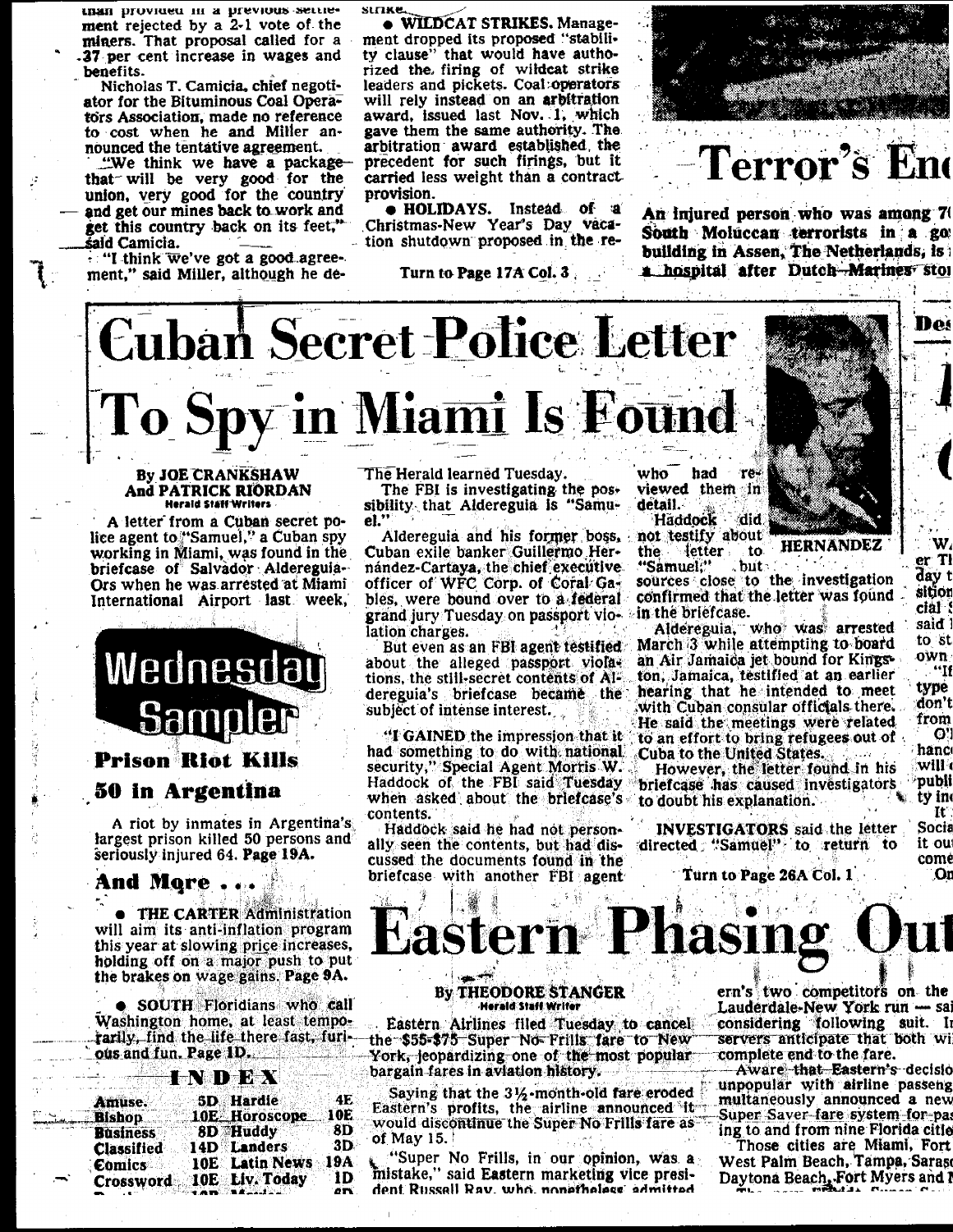than provided in a previous settlement rejected by a 2-1 vote of the miners. That proposal called for a 37 per cent increase in wages and benefits.

Nicholas T. Camicia, chief negotiator for the Bituminous Coal Operators Association, made no reference to cost when he and Miller announced the tentative agreement.

"We think we have a package that will be very good for the union, very good for the country and get our mines back to work and get this country back on its feet," said Camicia.

"I think we've got a good agreement," said Miller, although he de-

strike.

- **WILDCAT STRIKES.** Management dropped its proposed "stability clause" that would have authorized the firing of wildcat strike leaders and pickets. Coal operators will rely instead on an arbitration award, issued last Nov. 1, which gave them the same authority. The arbitration award established the precedent for such firings, but it carried less weight than a contract provision.

- **HOLIDAYS.** Instead of a Christmas-New Year's Day vacation shutdown proposed in the re-

Turn to Page 17A Col. 3

# Terror's En

An injured person who was among 7 South Moluccan terrorists in a go building in Assen, The Netherlands, is a hospital after Dutch Marines stor

# Cuban Secret Police Letter To Spy in Miami Is Found

**By JOE CRANKSHAW And PATRICK RIORDAN**
Herald Staff Writers

A letter from a Cuban secret police agent to "Samuel," a Cuban spy working in Miami, was found in the briefcase of Salvador Aldereguia-Ors when he was arrested at Miami International Airport last week, The Herald learned Tuesday.

The FBI is investigating the possibility that Aldereguia is "Samuel."

Aldereguia and his former boss, Cuban exile banker Guillermo Hernández-Cartaya, the chief executive officer of WFC Corp. of Coral Gables, were bound over to a federal grand jury Tuesday on passport violation charges.

But even as an FBI agent testified about the alleged passport violations, the still-secret contents of Aldereguia's briefcase became the subject of intense interest.

"**I GAINED** the impression that it had something to do with national security," Special Agent Morris W. Haddock of the FBI said Tuesday when asked about the briefcase's contents.

Haddock said he had not personally seen the contents, but had discussed the documents found in the briefcase with another FBI agent who had reviewed them in detail.

HERNANDEZ

Haddock did not testify about the letter to "Samuel," but sources close to the investigation confirmed that the letter was found in the briefcase.

Aldereguia, who was arrested March 3 while attempting to board an Air Jamaica jet bound for Kingston, Jamaica, testified at an earlier hearing that he intended to meet with Cuban consular officials there. He said the meetings were related to an effort to bring refugees out of Cuba to the United States.

However, the letter found in his briefcase has caused investigators to doubt his explanation.

**INVESTIGATORS** said the letter directed "Samuel" to return to

Turn to Page 26A Col. 1

## Wednesday Sampler

### Prison Riot Kills 50 in Argentina

A riot by inmates in Argentina's largest prison killed 50 persons and seriously injured 64. Page 19A.

### And More . . .

- **THE CARTER** Administration will aim its anti-inflation program this year at slowing price increases, holding off on a major push to put the brakes on wage gains. Page 9A.

- **SOUTH** Floridians who call Washington home, at least temporarily, find the life there fast, furious and fun. Page 1D.

### INDEX

| | | | |
|---|---|---|---|
| Amuse. | 5D | Hardie | 4E |
| Bishop | 10E | Horoscope | 10E |
| Business | 8D | Huddy | 8D |
| Classified | 14D | Landers | 3D |
| Comics | 10E | Latin News | 19A |
| Crossword | 10E | Liv. Today | 1D |

# Eastern Phasing Out

**By THEODORE STANGER**
Herald Staff Writer

Eastern Airlines filed Tuesday to cancel the $55-$75 Super No-Frills fare to New York, jeopardizing one of the most popular bargain fares in aviation history.

Saying that the 3½-month-old fare eroded Eastern's profits, the airline announced it would discontinue the Super No Frills fare as of May 15.

"Super No Frills, in our opinion, was a mistake," said Eastern marketing vice president Russell Ray, who nonetheless admitted

ern's two competitors on the Lauderdale-New York run — sa considering following suit. I servers anticipate that both wi complete end to the fare.

Aware that Eastern's decisio unpopular with airline passeng multaneously announced a new Super Saver fare system for pa ing to and from nine Florida citie

Those cities are Miami, Fort West Palm Beach, Tampa, Saras Daytona Beach, Fort Myers and

Des

W er T day t sition cial said to st own "If type don't from O' hanc will publi ty in It Socia it ou come On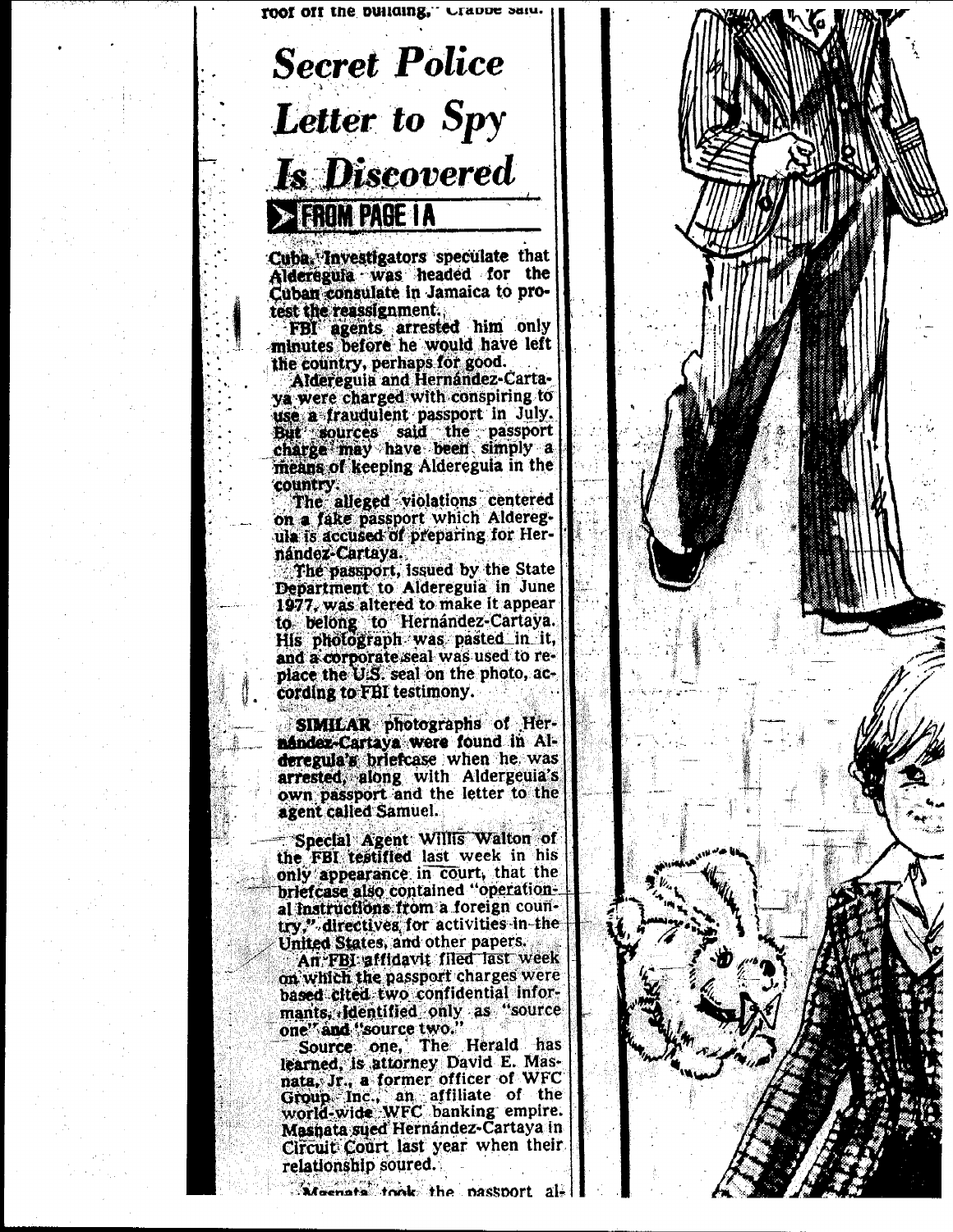roof off the building," Crabbe said.

# Secret Police Letter to Spy Is Discovered

**FROM PAGE 1A**

Cuba. Investigators speculate that Aldereguia was headed for the Cuban consulate in Jamaica to protest the reassignment.

FBI agents arrested him only minutes before he would have left the country, perhaps for good.

Aldereguia and Hernández-Cartaya were charged with conspiring to use a fraudulent passport in July. But sources said the passport charge may have been simply a means of keeping Aldereguia in the country.

The alleged violations centered on a fake passport which Aldereguia is accused of preparing for Hernández-Cartaya.

The passport, issued by the State Department to Aldereguia in June 1977, was altered to make it appear to belong to Hernández-Cartaya. His photograph was pasted in it, and a corporate seal was used to replace the U.S. seal on the photo, according to FBI testimony.

**SIMILAR** photographs of Hernández-Cartaya were found in Aldereguia's briefcase when he was arrested, along with Aldergeuia's own passport and the letter to the agent called Samuel.

Special Agent Willis Walton of the FBI testified last week in his only appearance in court, that the briefcase also contained "operational instructions from a foreign country," directives for activities in the United States, and other papers.

An FBI affidavit filed last week on which the passport charges were based cited two confidential informants, identified only as "source one" and "source two."

Source one, The Herald has learned, is attorney David E. Masnata, Jr., a former officer of WFC Group Inc., an affiliate of the world-wide WFC banking empire. Masnata sued Hernández-Cartaya in Circuit Court last year when their relationship soured.

Masnata took the passport al-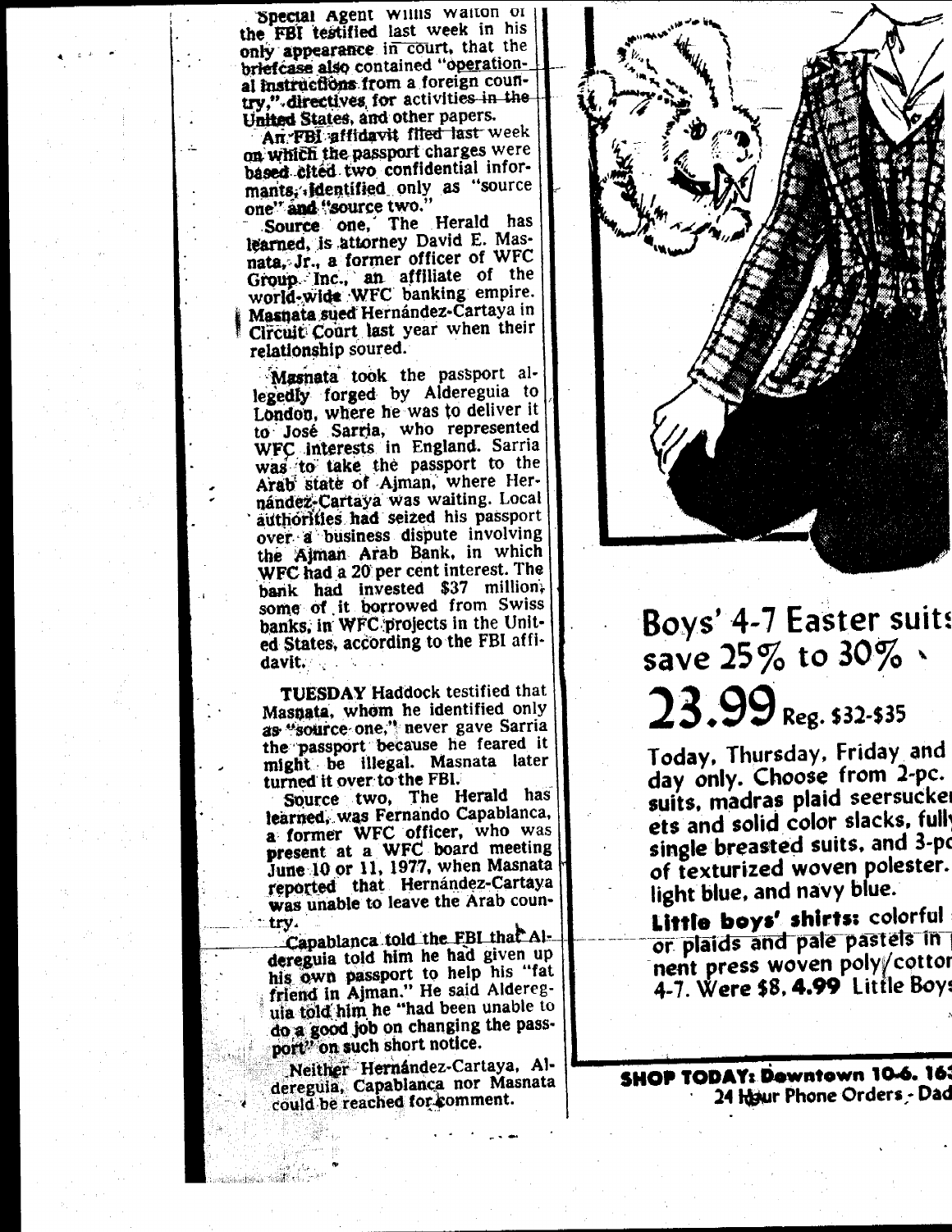Special Agent Willis Walton of the FBI testified last week in his only appearance in court, that the briefcase also contained "operational instructions from a foreign country," directives for activities in the United States, and other papers.

An FBI affidavit filed last week on which the passport charges were based cited two confidential informants, identified only as "source one" and "source two."

Source one, The Herald has learned, is attorney David E. Masnata, Jr., a former officer of WFC Group Inc., an affiliate of the world-wide WFC banking empire. Masnata sued Hernández-Cartaya in Circuit Court last year when their relationship soured.

Masnata took the passport allegedly forged by Aldereguia to London, where he was to deliver it to José Sarria, who represented WFC interests in England. Sarria was to take the passport to the Arab state of Ajman, where Hernández-Cartaya was waiting. Local authorities had seized his passport over a business dispute involving the Ajman Arab Bank, in which WFC had a 20 per cent interest. The bank had invested $37 million, some of it borrowed from Swiss banks, in WFC projects in the United States, according to the FBI affidavit.

**TUESDAY** Haddock testified that Masnata, whom he identified only as "source one," never gave Sarria the passport because he feared it might be illegal. Masnata later turned it over to the FBI.

Source two, The Herald has learned, was Fernando Capablanca, a former WFC officer, who was present at a WFC board meeting June 10 or 11, 1977, when Masnata reported that Hernández-Cartaya was unable to leave the Arab country.

Capablanca told the FBI that Aldereguia told him he had given up his own passport to help his "fat friend in Ajman." He said Aldereguia told him he "had been unable to do a good job on changing the passport" on such short notice.

Neither Hernández-Cartaya, Aldereguia, Capablanca nor Masnata could be reached for comment.

## Boys' 4-7 Easter suits save 25% to 30%

**23.99** Reg. $32-$35

Today, Thursday, Friday and ...day only. Choose from 2-pc. ... suits, madras plaid seersucker ...ets and solid color slacks, fully ... single breasted suits, and 3-pc ... of texturized woven polester. ... light blue, and navy blue.

**Little boys' shirts:** colorful ... or plaids and pale pastels in ... nent press woven poly/cotton ... 4-7. Were $8, **4.99** Little Boys

**SHOP TODAY: Downtown 10-6. 16...**
24 Hour Phone Orders - Dad...